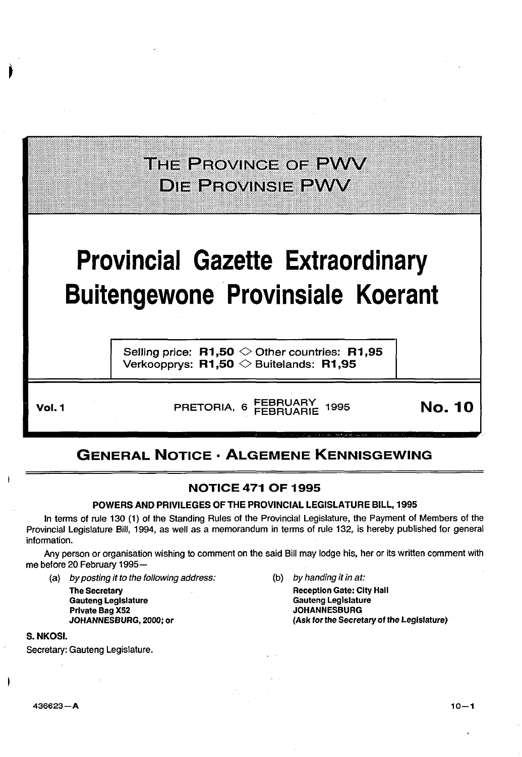# THE PROVINCE OF PWV
# DIE PROVINSIE PWV

# Provincial Gazette Extraordinary
# Buitengewone Provinsiale Koerant

Selling price: **R1,50** ◇ Other countries: **R1,95**
Verkoopprys: **R1,50** ◇ Buitelands: **R1,95**

**Vol. 1** PRETORIA, 6 FEBRUARY FEBRUARIE 1995 **No. 10**

## GENERAL NOTICE · ALGEMENE KENNISGEWING

### NOTICE 471 OF 1995

**POWERS AND PRIVILEGES OF THE PROVINCIAL LEGISLATURE BILL, 1995**

In terms of rule 130 (1) of the Standing Rules of the Provincial Legislature, the Payment of Members of the Provincial Legislature Bill, 1994, as well as a memorandum in terms of rule 132, is hereby published for general information.

Any person or organisation wishing to comment on the said Bill may lodge his, her or its written comment with me before 20 February 1995—

(a) *by posting it to the following address:*

**The Secretary**
**Gauteng Legislature**
**Private Bag X52**
**JOHANNESBURG, 2000; or**

(b) *by handing it in at:*

**Reception Gate: City Hall**
**Gauteng Legislature**
**JOHANNESBURG**
**(Ask for the Secretary of the Legislature)**

**S. NKOSI.**

Secretary: Gauteng Legislature.

436623—A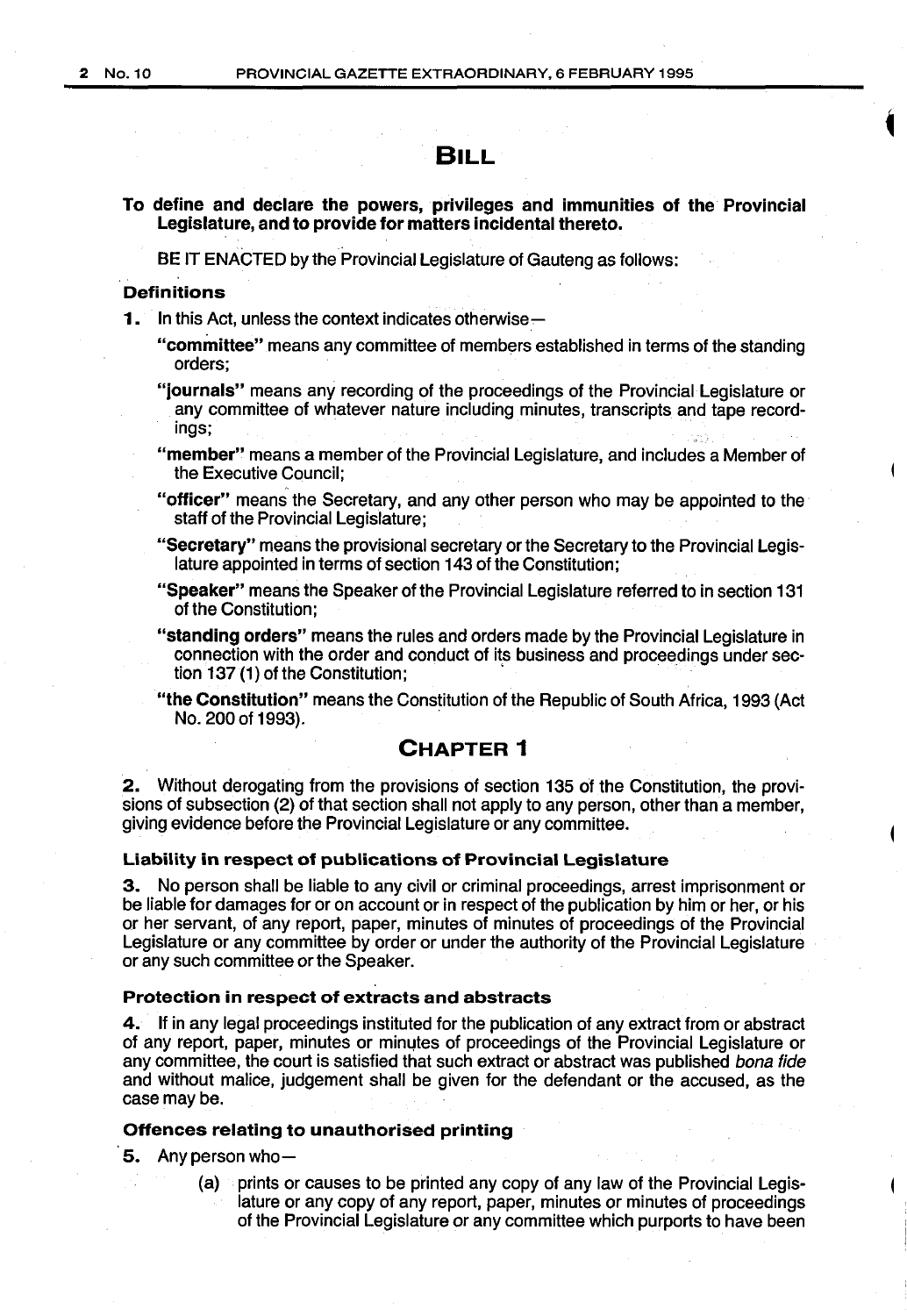# BILL

**To define and declare the powers, privileges and immunities of the Provincial Legislature, and to provide for matters incidental thereto.**

BE IT ENACTED by the Provincial Legislature of Gauteng as follows:

### Definitions

**1.** In this Act, unless the context indicates otherwise—

**"committee"** means any committee of members established in terms of the standing orders;

**"journals"** means any recording of the proceedings of the Provincial Legislature or any committee of whatever nature including minutes, transcripts and tape recordings;

**"member"** means a member of the Provincial Legislature, and includes a Member of the Executive Council;

**"officer"** means the Secretary, and any other person who may be appointed to the staff of the Provincial Legislature;

**"Secretary"** means the provisional secretary or the Secretary to the Provincial Legislature appointed in terms of section 143 of the Constitution;

**"Speaker"** means the Speaker of the Provincial Legislature referred to in section 131 of the Constitution;

**"standing orders"** means the rules and orders made by the Provincial Legislature in connection with the order and conduct of its business and proceedings under section 137 (1) of the Constitution;

**"the Constitution"** means the Constitution of the Republic of South Africa, 1993 (Act No. 200 of 1993).

## CHAPTER 1

**2.** Without derogating from the provisions of section 135 of the Constitution, the provisions of subsection (2) of that section shall not apply to any person, other than a member, giving evidence before the Provincial Legislature or any committee.

### Liability in respect of publications of Provincial Legislature

**3.** No person shall be liable to any civil or criminal proceedings, arrest imprisonment or be liable for damages for or on account or in respect of the publication by him or her, or his or her servant, of any report, paper, minutes of minutes of proceedings of the Provincial Legislature or any committee by order or under the authority of the Provincial Legislature or any such committee or the Speaker.

### Protection in respect of extracts and abstracts

**4.** If in any legal proceedings instituted for the publication of any extract from or abstract of any report, paper, minutes or minutes of proceedings of the Provincial Legislature or any committee, the court is satisfied that such extract or abstract was published *bona fide* and without malice, judgement shall be given for the defendant or the accused, as the case may be.

### Offences relating to unauthorised printing

**5.** Any person who—

(a) prints or causes to be printed any copy of any law of the Provincial Legislature or any copy of any report, paper, minutes or minutes of proceedings of the Provincial Legislature or any committee which purports to have been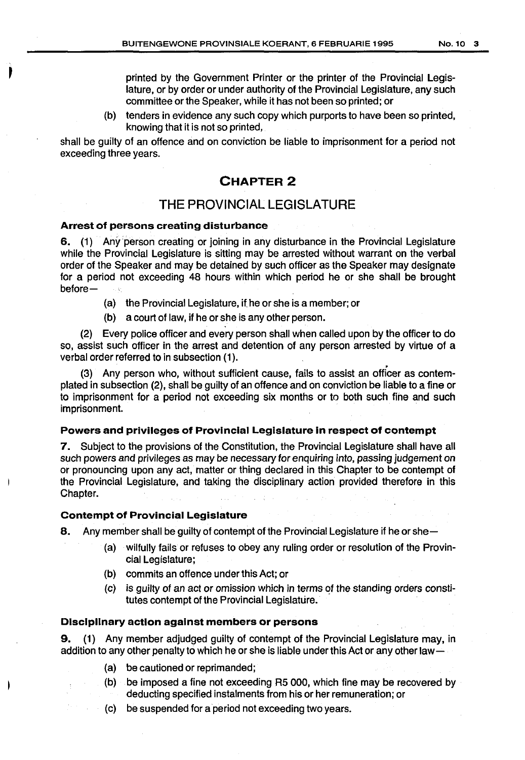printed by the Government Printer or the printer of the Provincial Legislature, or by order or under authority of the Provincial Legislature, any such committee or the Speaker, while it has not been so printed; or

(b) tenders in evidence any such copy which purports to have been so printed, knowing that it is not so printed,

shall be guilty of an offence and on conviction be liable to imprisonment for a period not exceeding three years.

## CHAPTER 2

## THE PROVINCIAL LEGISLATURE

### Arrest of persons creating disturbance

**6.** (1) Any person creating or joining in any disturbance in the Provincial Legislature while the Provincial Legislature is sitting may be arrested without warrant on the verbal order of the Speaker and may be detained by such officer as the Speaker may designate for a period not exceeding 48 hours within which period he or she shall be brought before—

(a) the Provincial Legislature, if he or she is a member; or

(b) a court of law, if he or she is any other person.

(2) Every police officer and every person shall when called upon by the officer to do so, assist such officer in the arrest and detention of any person arrested by virtue of a verbal order referred to in subsection (1).

(3) Any person who, without sufficient cause, fails to assist an officer as contemplated in subsection (2), shall be guilty of an offence and on conviction be liable to a fine or to imprisonment for a period not exceeding six months or to both such fine and such imprisonment.

### Powers and privileges of Provincial Legislature in respect of contempt

**7.** Subject to the provisions of the Constitution, the Provincial Legislature shall have all such powers and privileges as may be necessary for enquiring into, passing judgement on or pronouncing upon any act, matter or thing declared in this Chapter to be contempt of the Provincial Legislature, and taking the disciplinary action provided therefore in this Chapter.

### Contempt of Provincial Legislature

**8.** Any member shall be guilty of contempt of the Provincial Legislature if he or she—

(a) wilfully fails or refuses to obey any ruling order or resolution of the Provincial Legislature;

(b) commits an offence under this Act; or

(c) is guilty of an act or omission which in terms of the standing orders constitutes contempt of the Provincial Legislature.

### Disciplinary action against members or persons

**9.** (1) Any member adjudged guilty of contempt of the Provincial Legislature may, in addition to any other penalty to which he or she is liable under this Act or any other law—

(a) be cautioned or reprimanded;

(b) be imposed a fine not exceeding R5 000, which fine may be recovered by deducting specified instalments from his or her remuneration; or

(c) be suspended for a period not exceeding two years.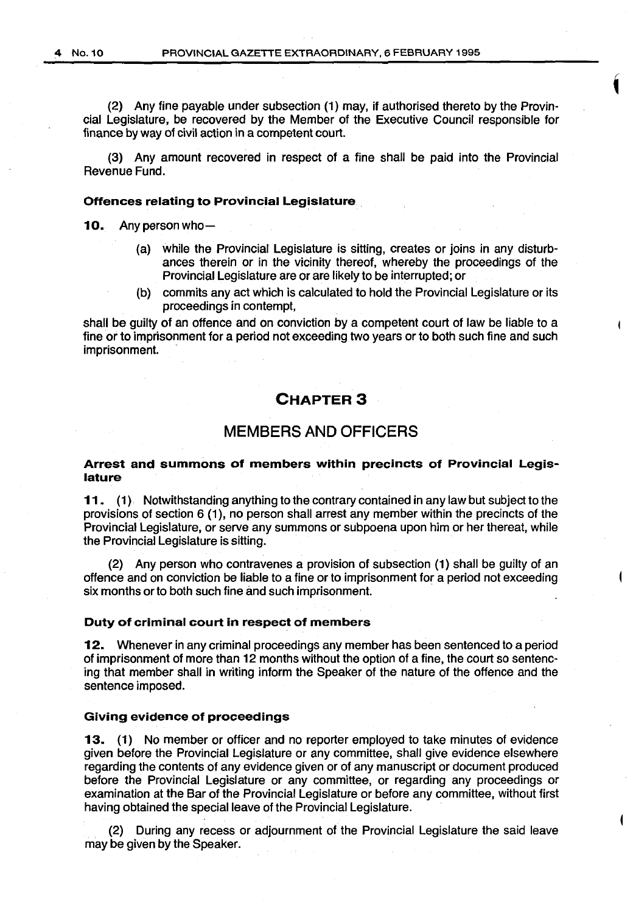(2) Any fine payable under subsection (1) may, if authorised thereto by the Provincial Legislature, be recovered by the Member of the Executive Council responsible for finance by way of civil action in a competent court.

(3) Any amount recovered in respect of a fine shall be paid into the Provincial Revenue Fund.

#### Offences relating to Provincial Legislature

**10.** Any person who—

(a) while the Provincial Legislature is sitting, creates or joins in any disturbances therein or in the vicinity thereof, whereby the proceedings of the Provincial Legislature are or are likely to be interrupted; or

(b) commits any act which is calculated to hold the Provincial Legislature or its proceedings in contempt,

shall be guilty of an offence and on conviction by a competent court of law be liable to a fine or to imprisonment for a period not exceeding two years or to both such fine and such imprisonment.

## CHAPTER 3

## MEMBERS AND OFFICERS

#### Arrest and summons of members within precincts of Provincial Legislature

**11.** (1) Notwithstanding anything to the contrary contained in any law but subject to the provisions of section 6 (1), no person shall arrest any member within the precincts of the Provincial Legislature, or serve any summons or subpoena upon him or her thereat, while the Provincial Legislature is sitting.

(2) Any person who contravenes a provision of subsection (1) shall be guilty of an offence and on conviction be liable to a fine or to imprisonment for a period not exceeding six months or to both such fine and such imprisonment.

#### Duty of criminal court in respect of members

**12.** Whenever in any criminal proceedings any member has been sentenced to a period of imprisonment of more than 12 months without the option of a fine, the court so sentencing that member shall in writing inform the Speaker of the nature of the offence and the sentence imposed.

#### Giving evidence of proceedings

**13.** (1) No member or officer and no reporter employed to take minutes of evidence given before the Provincial Legislature or any committee, shall give evidence elsewhere regarding the contents of any evidence given or of any manuscript or document produced before the Provincial Legislature or any committee, or regarding any proceedings or examination at the Bar of the Provincial Legislature or before any committee, without first having obtained the special leave of the Provincial Legislature.

(2) During any recess or adjournment of the Provincial Legislature the said leave may be given by the Speaker.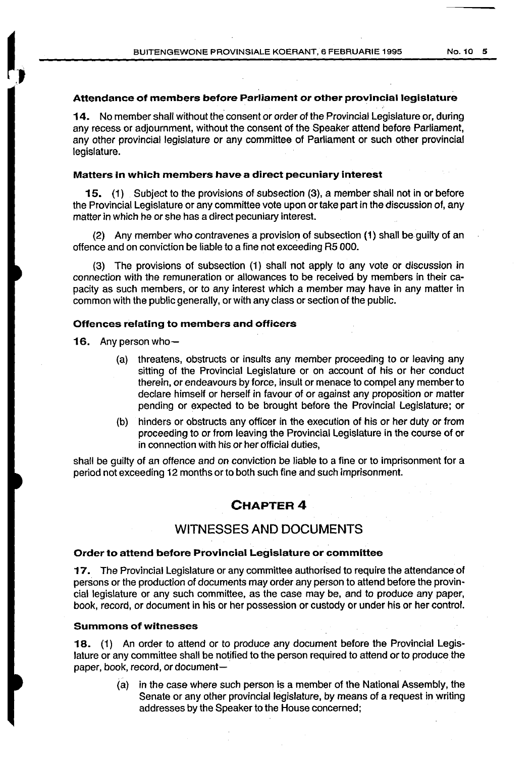### Attendance of members before Parliament or other provincial legislature

**14.** No member shall without the consent or order of the Provincial Legislature or, during any recess or adjournment, without the consent of the Speaker attend before Parliament, any other provincial legislature or any committee of Parliament or such other provincial legislature.

### Matters in which members have a direct pecuniary interest

**15.** (1) Subject to the provisions of subsection (3), a member shall not in or before the Provincial Legislature or any committee vote upon or take part in the discussion of, any matter in which he or she has a direct pecuniary interest.

(2) Any member who contravenes a provision of subsection (1) shall be guilty of an offence and on conviction be liable to a fine not exceeding R5 000.

(3) The provisions of subsection (1) shall not apply to any vote or discussion in connection with the remuneration or allowances to be received by members in their capacity as such members, or to any interest which a member may have in any matter in common with the public generally, or with any class or section of the public.

### Offences relating to members and officers

**16.** Any person who—

(a) threatens, obstructs or insults any member proceeding to or leaving any sitting of the Provincial Legislature or on account of his or her conduct therein, or endeavours by force, insult or menace to compel any member to declare himself or herself in favour of or against any proposition or matter pending or expected to be brought before the Provincial Legislature; or

(b) hinders or obstructs any officer in the execution of his or her duty or from proceeding to or from leaving the Provincial Legislature in the course of or in connection with his or her official duties,

shall be guilty of an offence and on conviction be liable to a fine or to imprisonment for a period not exceeding 12 months or to both such fine and such imprisonment.

## CHAPTER 4

## WITNESSES AND DOCUMENTS

### Order to attend before Provincial Legislature or committee

**17.** The Provincial Legislature or any committee authorised to require the attendance of persons or the production of documents may order any person to attend before the provincial legislature or any such committee, as the case may be, and to produce any paper, book, record, or document in his or her possession or custody or under his or her control.

### Summons of witnesses

**18.** (1) An order to attend or to produce any document before the Provincial Legislature or any committee shall be notified to the person required to attend or to produce the paper, book, record, or document—

(a) in the case where such person is a member of the National Assembly, the Senate or any other provincial legislature, by means of a request in writing addresses by the Speaker to the House concerned;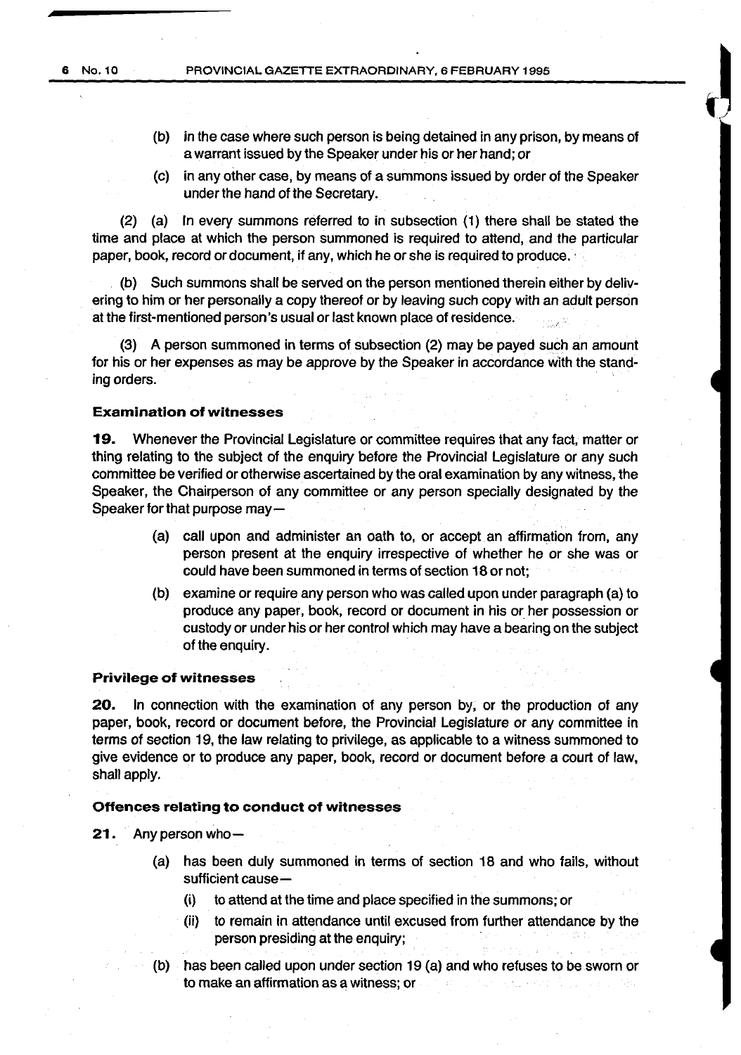(b) in the case where such person is being detained in any prison, by means of a warrant issued by the Speaker under his or her hand; or

(c) in any other case, by means of a summons issued by order of the Speaker under the hand of the Secretary.

(2) (a) In every summons referred to in subsection (1) there shall be stated the time and place at which the person summoned is required to attend, and the particular paper, book, record or document, if any, which he or she is required to produce.

(b) Such summons shall be served on the person mentioned therein either by delivering to him or her personally a copy thereof or by leaving such copy with an adult person at the first-mentioned person's usual or last known place of residence.

(3) A person summoned in terms of subsection (2) may be payed such an amount for his or her expenses as may be approve by the Speaker in accordance with the standing orders.

**Examination of witnesses**

**19.** Whenever the Provincial Legislature or committee requires that any fact, matter or thing relating to the subject of the enquiry before the Provincial Legislature or any such committee be verified or otherwise ascertained by the oral examination by any witness, the Speaker, the Chairperson of any committee or any person specially designated by the Speaker for that purpose may—

(a) call upon and administer an oath to, or accept an affirmation from, any person present at the enquiry irrespective of whether he or she was or could have been summoned in terms of section 18 or not;

(b) examine or require any person who was called upon under paragraph (a) to produce any paper, book, record or document in his or her possession or custody or under his or her control which may have a bearing on the subject of the enquiry.

**Privilege of witnesses**

**20.** In connection with the examination of any person by, or the production of any paper, book, record or document before, the Provincial Legislature or any committee in terms of section 19, the law relating to privilege, as applicable to a witness summoned to give evidence or to produce any paper, book, record or document before a court of law, shall apply.

**Offences relating to conduct of witnesses**

**21.** Any person who—

(a) has been duly summoned in terms of section 18 and who fails, without sufficient cause—

(i) to attend at the time and place specified in the summons; or

(ii) to remain in attendance until excused from further attendance by the person presiding at the enquiry;

(b) has been called upon under section 19 (a) and who refuses to be sworn or to make an affirmation as a witness; or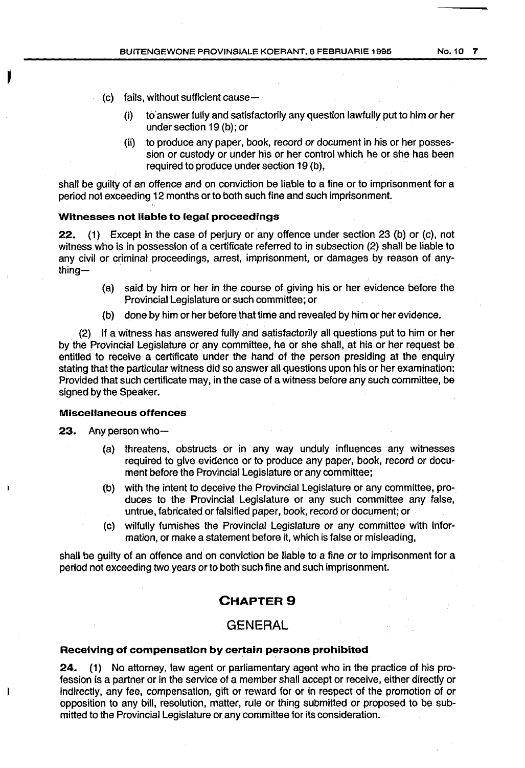(c) fails, without sufficient cause—

   (i) to answer fully and satisfactorily any question lawfully put to him or her under section 19 (b); or

   (ii) to produce any paper, book, record or document in his or her possession or custody or under his or her control which he or she has been required to produce under section 19 (b),

shall be guilty of an offence and on conviction be liable to a fine or to imprisonment for a period not exceeding 12 months or to both such fine and such imprisonment.

#### Witnesses not liable to legal proceedings

**22.** (1) Except in the case of perjury or any offence under section 23 (b) or (c), not witness who is in possession of a certificate referred to in subsection (2) shall be liable to any civil or criminal proceedings, arrest, imprisonment, or damages by reason of anything—

(a) said by him or her in the course of giving his or her evidence before the Provincial Legislature or such committee; or

(b) done by him or her before that time and revealed by him or her evidence.

(2) If a witness has answered fully and satisfactorily all questions put to him or her by the Provincial Legislature or any committee, he or she shall, at his or her request be entitled to receive a certificate under the hand of the person presiding at the enquiry stating that the particular witness did so answer all questions upon his or her examination: Provided that such certificate may, in the case of a witness before any such committee, be signed by the Speaker.

#### Miscellaneous offences

**23.** Any person who—

(a) threatens, obstructs or in any way unduly influences any witnesses required to give evidence or to produce any paper, book, record or document before the Provincial Legislature or any committee;

(b) with the intent to deceive the Provincial Legislature or any committee, produces to the Provincial Legislature or any such committee any false, untrue, fabricated or falsified paper, book, record or document; or

(c) wilfully furnishes the Provincial Legislature or any committee with information, or make a statement before it, which is false or misleading,

shall be guilty of an offence and on conviction be liable to a fine or to imprisonment for a period not exceeding two years or to both such fine and such imprisonment.

## CHAPTER 9

## GENERAL

#### Receiving of compensation by certain persons prohibited

**24.** (1) No attorney, law agent or parliamentary agent who in the practice of his profession is a partner or in the service of a member shall accept or receive, either directly or indirectly, any fee, compensation, gift or reward for or in respect of the promotion of or opposition to any bill, resolution, matter, rule or thing submitted or proposed to be submitted to the Provincial Legislature or any committee for its consideration.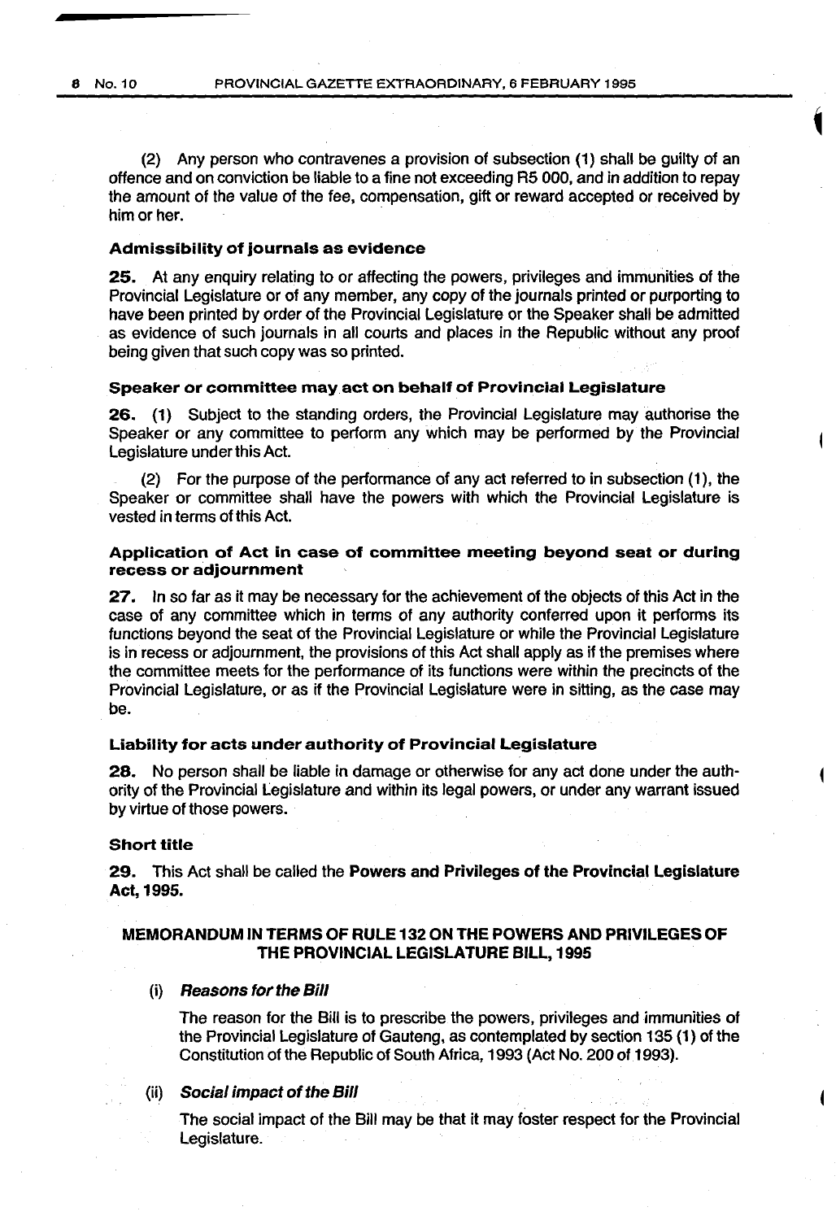(2) Any person who contravenes a provision of subsection (1) shall be guilty of an offence and on conviction be liable to a fine not exceeding R5 000, and in addition to repay the amount of the value of the fee, compensation, gift or reward accepted or received by him or her.

**Admissibility of journals as evidence**

**25.** At any enquiry relating to or affecting the powers, privileges and immunities of the Provincial Legislature or of any member, any copy of the journals printed or purporting to have been printed by order of the Provincial Legislature or the Speaker shall be admitted as evidence of such journals in all courts and places in the Republic without any proof being given that such copy was so printed.

**Speaker or committee may act on behalf of Provincial Legislature**

**26.** (1) Subject to the standing orders, the Provincial Legislature may authorise the Speaker or any committee to perform any which may be performed by the Provincial Legislature under this Act.

(2) For the purpose of the performance of any act referred to in subsection (1), the Speaker or committee shall have the powers with which the Provincial Legislature is vested in terms of this Act.

**Application of Act in case of committee meeting beyond seat or during recess or adjournment**

**27.** In so far as it may be necessary for the achievement of the objects of this Act in the case of any committee which in terms of any authority conferred upon it performs its functions beyond the seat of the Provincial Legislature or while the Provincial Legislature is in recess or adjournment, the provisions of this Act shall apply as if the premises where the committee meets for the performance of its functions were within the precincts of the Provincial Legislature, or as if the Provincial Legislature were in sitting, as the case may be.

**Liability for acts under authority of Provincial Legislature**

**28.** No person shall be liable in damage or otherwise for any act done under the authority of the Provincial Legislature and within its legal powers, or under any warrant issued by virtue of those powers.

**Short title**

**29.** This Act shall be called the **Powers and Privileges of the Provincial Legislature Act, 1995.**

## MEMORANDUM IN TERMS OF RULE 132 ON THE POWERS AND PRIVILEGES OF THE PROVINCIAL LEGISLATURE BILL, 1995

(i) ***Reasons for the Bill***

The reason for the Bill is to prescribe the powers, privileges and immunities of the Provincial Legislature of Gauteng, as contemplated by section 135 (1) of the Constitution of the Republic of South Africa, 1993 (Act No. 200 of 1993).

(ii) ***Social impact of the Bill***

The social impact of the Bill may be that it may foster respect for the Provincial Legislature.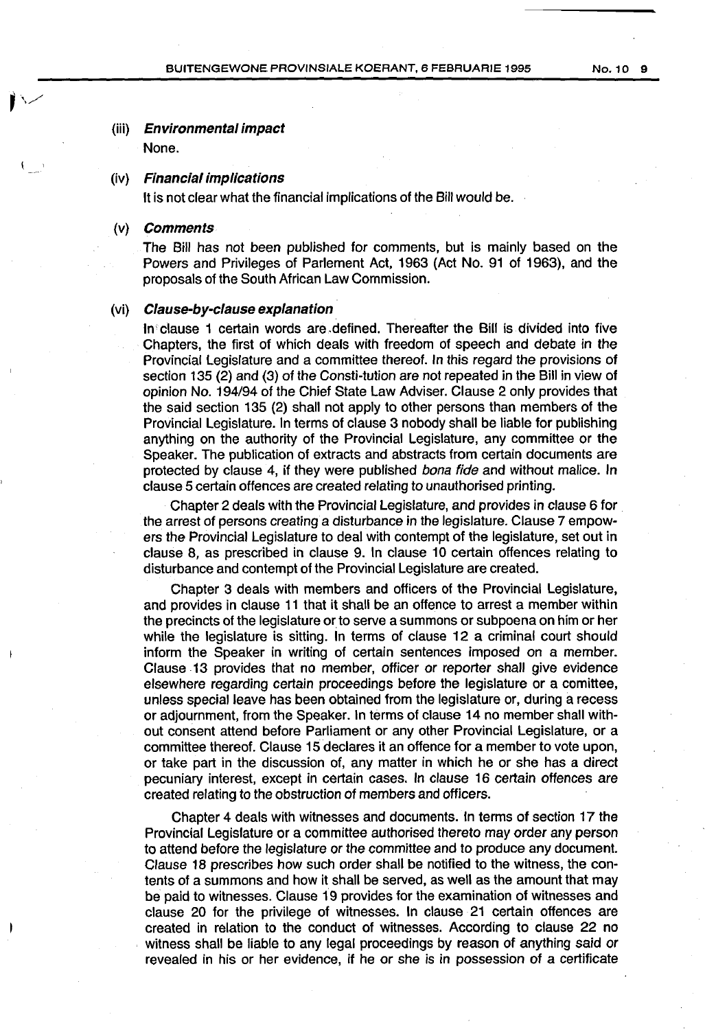(iii) ***Environmental impact***

None.

(iv) ***Financial implications***

It is not clear what the financial implications of the Bill would be.

(v) ***Comments***

The Bill has not been published for comments, but is mainly based on the Powers and Privileges of Parlement Act, 1963 (Act No. 91 of 1963), and the proposals of the South African Law Commission.

(vi) ***Clause-by-clause explanation***

In clause 1 certain words are defined. Thereafter the Bill is divided into five Chapters, the first of which deals with freedom of speech and debate in the Provincial Legislature and a committee thereof. In this regard the provisions of section 135 (2) and (3) of the Consti-tution are not repeated in the Bill in view of opinion No. 194/94 of the Chief State Law Adviser. Clause 2 only provides that the said section 135 (2) shall not apply to other persons than members of the Provincial Legislature. In terms of clause 3 nobody shall be liable for publishing anything on the authority of the Provincial Legislature, any committee or the Speaker. The publication of extracts and abstracts from certain documents are protected by clause 4, if they were published *bona fide* and without malice. In clause 5 certain offences are created relating to unauthorised printing.

Chapter 2 deals with the Provincial Legislature, and provides in clause 6 for the arrest of persons creating a disturbance in the legislature. Clause 7 empowers the Provincial Legislature to deal with contempt of the legislature, set out in clause 8, as prescribed in clause 9. In clause 10 certain offences relating to disturbance and contempt of the Provincial Legislature are created.

Chapter 3 deals with members and officers of the Provincial Legislature, and provides in clause 11 that it shall be an offence to arrest a member within the precincts of the legislature or to serve a summons or subpoena on him or her while the legislature is sitting. In terms of clause 12 a criminal court should inform the Speaker in writing of certain sentences imposed on a member. Clause 13 provides that no member, officer or reporter shall give evidence elsewhere regarding certain proceedings before the legislature or a comittee, unless special leave has been obtained from the legislature or, during a recess or adjournment, from the Speaker. In terms of clause 14 no member shall without consent attend before Parliament or any other Provincial Legislature, or a committee thereof. Clause 15 declares it an offence for a member to vote upon, or take part in the discussion of, any matter in which he or she has a direct pecuniary interest, except in certain cases. In clause 16 certain offences are created relating to the obstruction of members and officers.

Chapter 4 deals with witnesses and documents. In terms of section 17 the Provincial Legislature or a committee authorised thereto may order any person to attend before the legislature or the committee and to produce any document. Clause 18 prescribes how such order shall be notified to the witness, the contents of a summons and how it shall be served, as well as the amount that may be paid to witnesses. Clause 19 provides for the examination of witnesses and clause 20 for the privilege of witnesses. In clause 21 certain offences are created in relation to the conduct of witnesses. According to clause 22 no witness shall be liable to any legal proceedings by reason of anything said or revealed in his or her evidence, if he or she is in possession of a certificate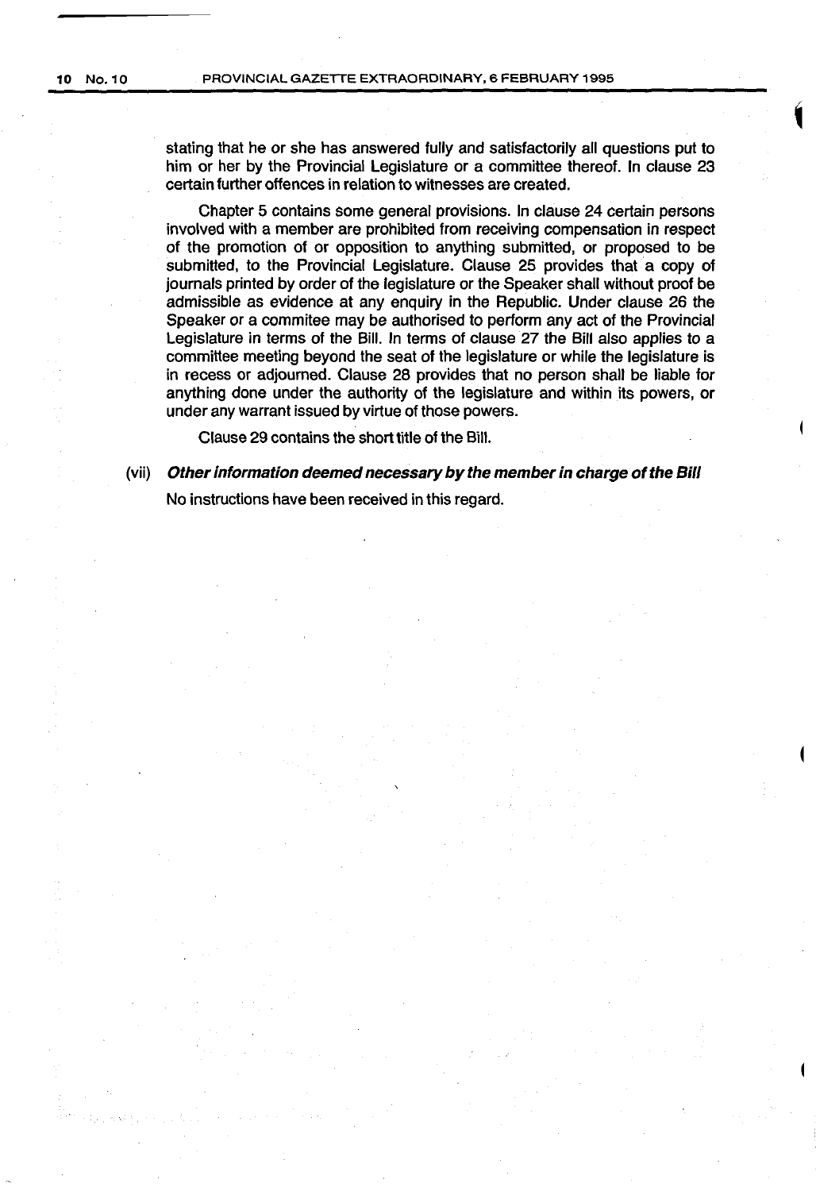stating that he or she has answered fully and satisfactorily all questions put to him or her by the Provincial Legislature or a committee thereof. In clause 23 certain further offences in relation to witnesses are created.

Chapter 5 contains some general provisions. In clause 24 certain persons involved with a member are prohibited from receiving compensation in respect of the promotion of or opposition to anything submitted, or proposed to be submitted, to the Provincial Legislature. Clause 25 provides that a copy of journals printed by order of the legislature or the Speaker shall without proof be admissible as evidence at any enquiry in the Republic. Under clause 26 the Speaker or a commitee may be authorised to perform any act of the Provincial Legislature in terms of the Bill. In terms of clause 27 the Bill also applies to a committee meeting beyond the seat of the legislature or while the legislature is in recess or adjourned. Clause 28 provides that no person shall be liable for anything done under the authority of the legislature and within its powers, or under any warrant issued by virtue of those powers.

Clause 29 contains the short title of the Bill.

(vii) ***Other information deemed necessary by the member in charge of the Bill***

No instructions have been received in this regard.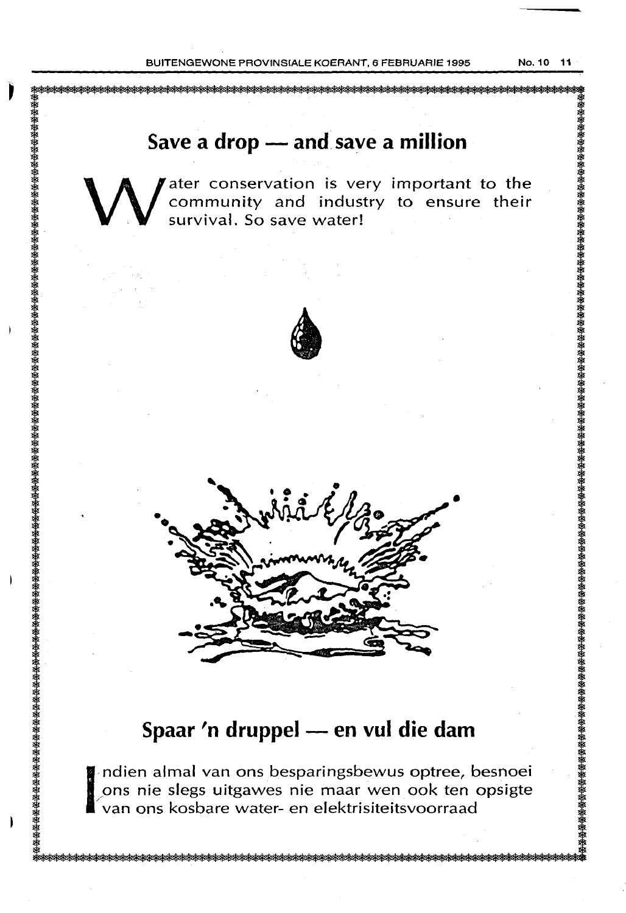## Save a drop — and save a million

Water conservation is very important to the community and industry to ensure their survival. So save water!

## Spaar 'n druppel — en vul die dam

Indien almal van ons besparingsbewus optree, besnoei ons nie slegs uitgawes nie maar wen ook ten opsigte van ons kosbare water- en elektrisiteitsvoorraad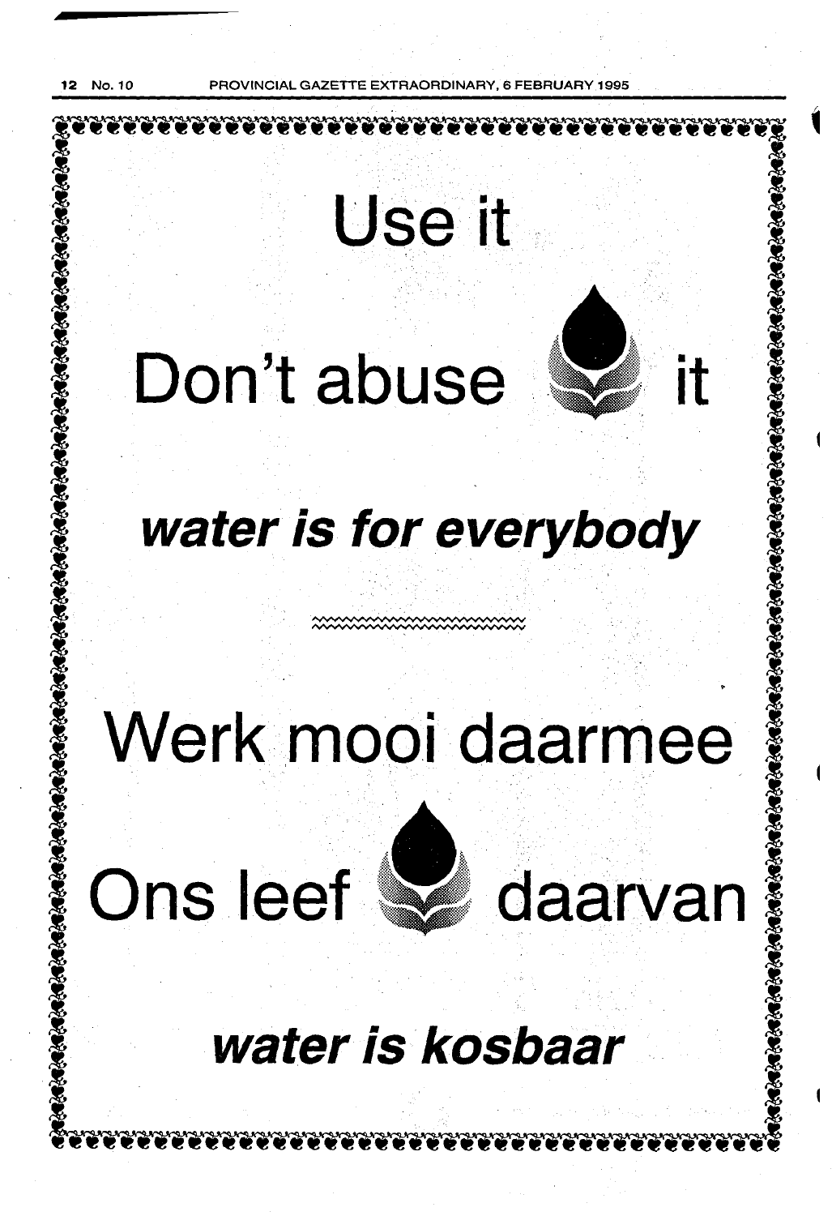# Use it

# Don't abuse it

***water is for everybody***

---

# Werk mooi daarmee

# Ons leef daarvan

***water is kosbaar***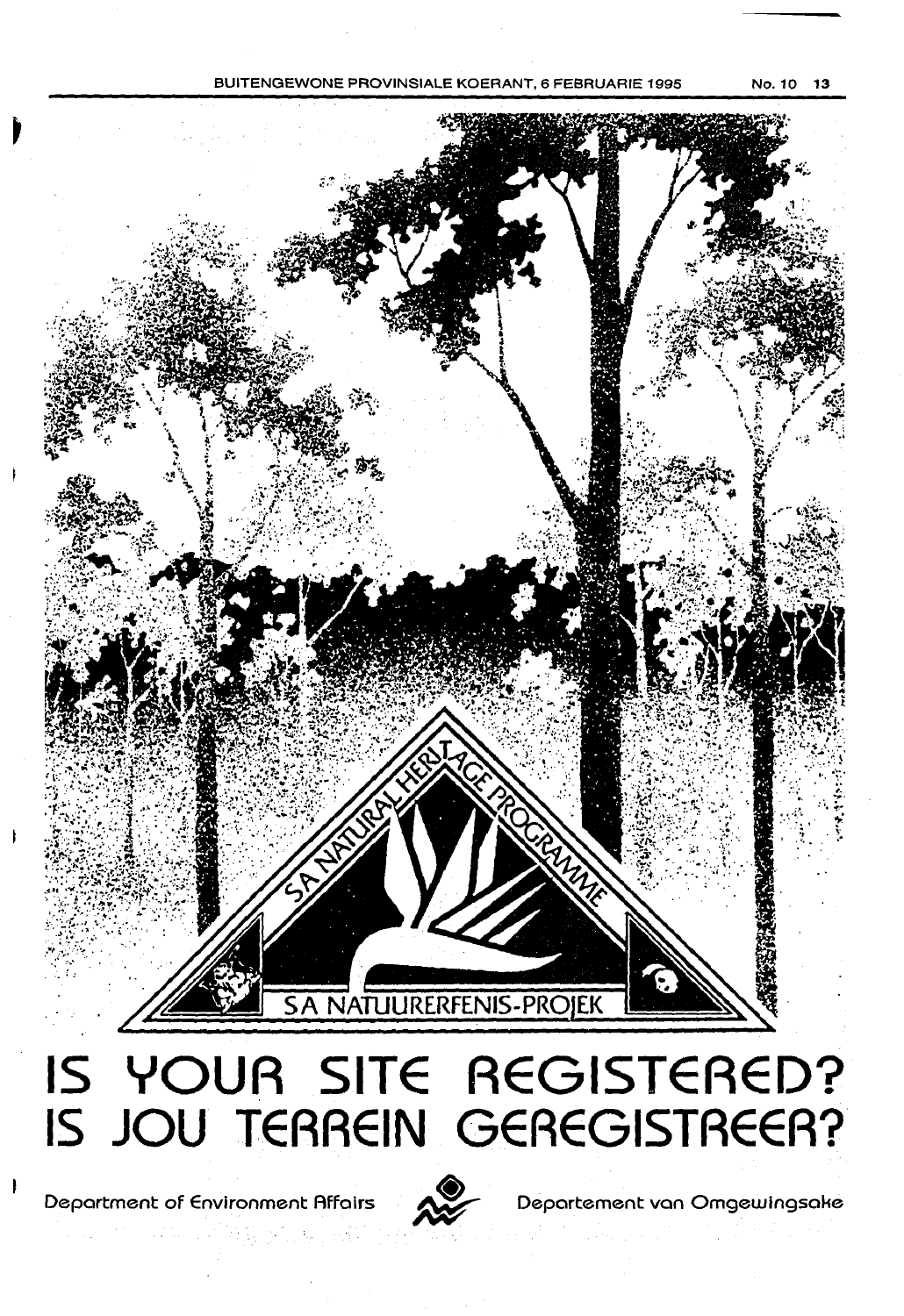SA NATURAL HERITAGE PROGRAMME

SA NATUURERFENIS-PROJEK

# IS YOUR SITE REGISTERED?
# IS JOU TERREIN GEREGISTREER?

Department of Environment Affairs — Departement van Omgewingsake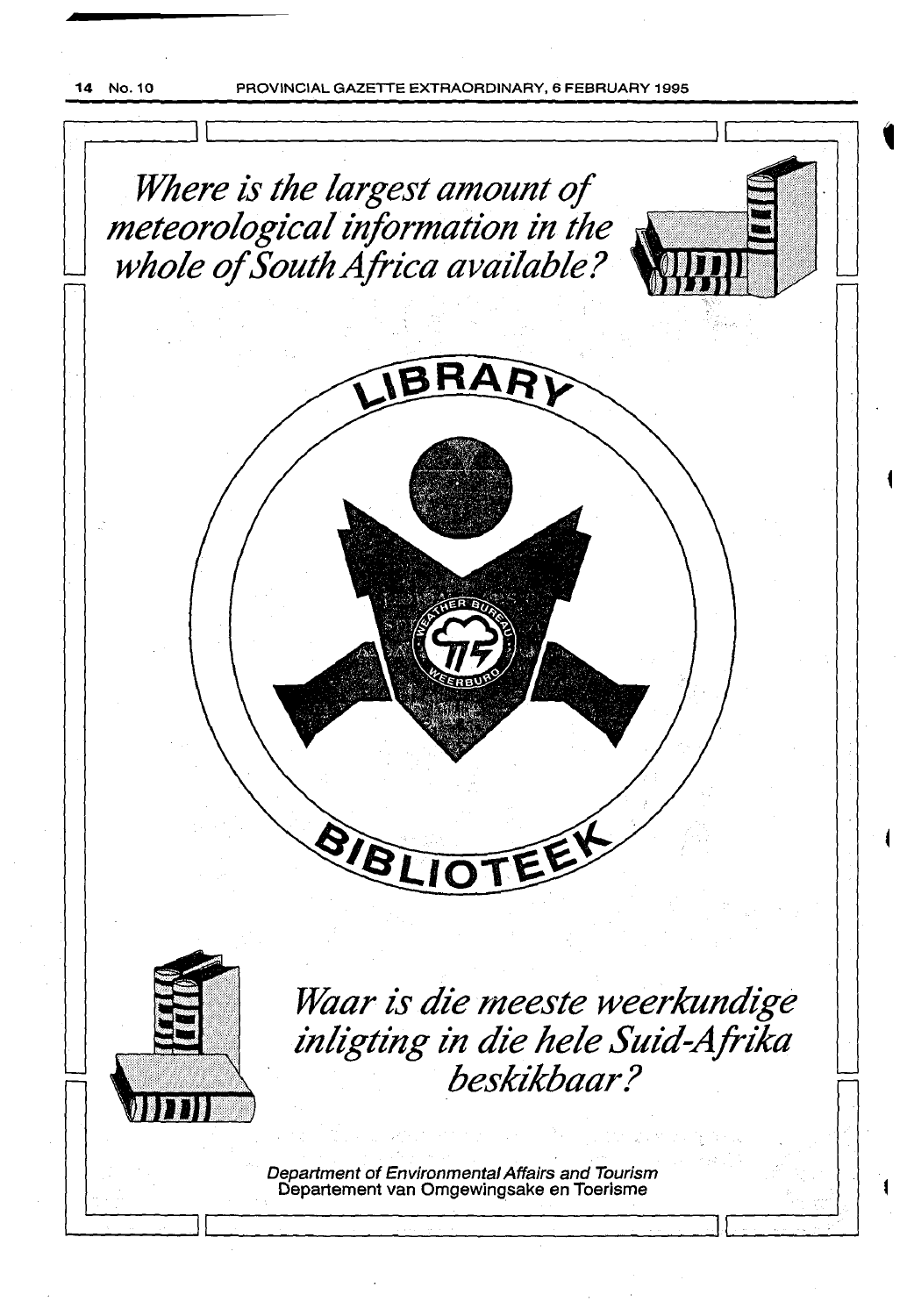*Where is the largest amount of meteorological information in the whole of South Africa available?*

LIBRARY

WEATHER BURO WEERBURO

BIBLIOTEEK

*Waar is die meeste weerkundige inligting in die hele Suid-Afrika beskikbaar?*

*Department of Environmental Affairs and Tourism*
Departement van Omgewingsake en Toerisme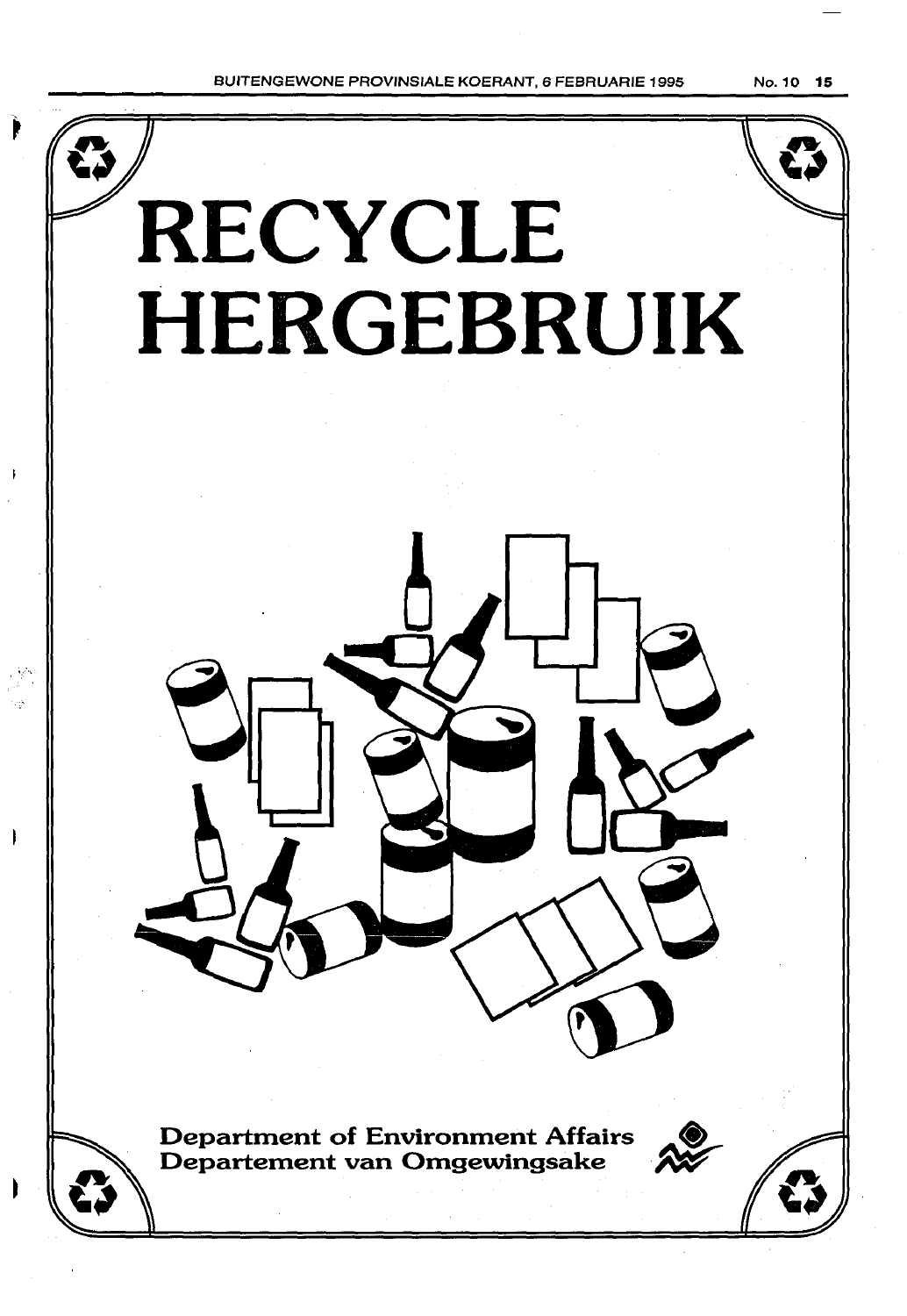# RECYCLE
# HERGEBRUIK

**Department of Environment Affairs**
**Departement van Omgewingsake**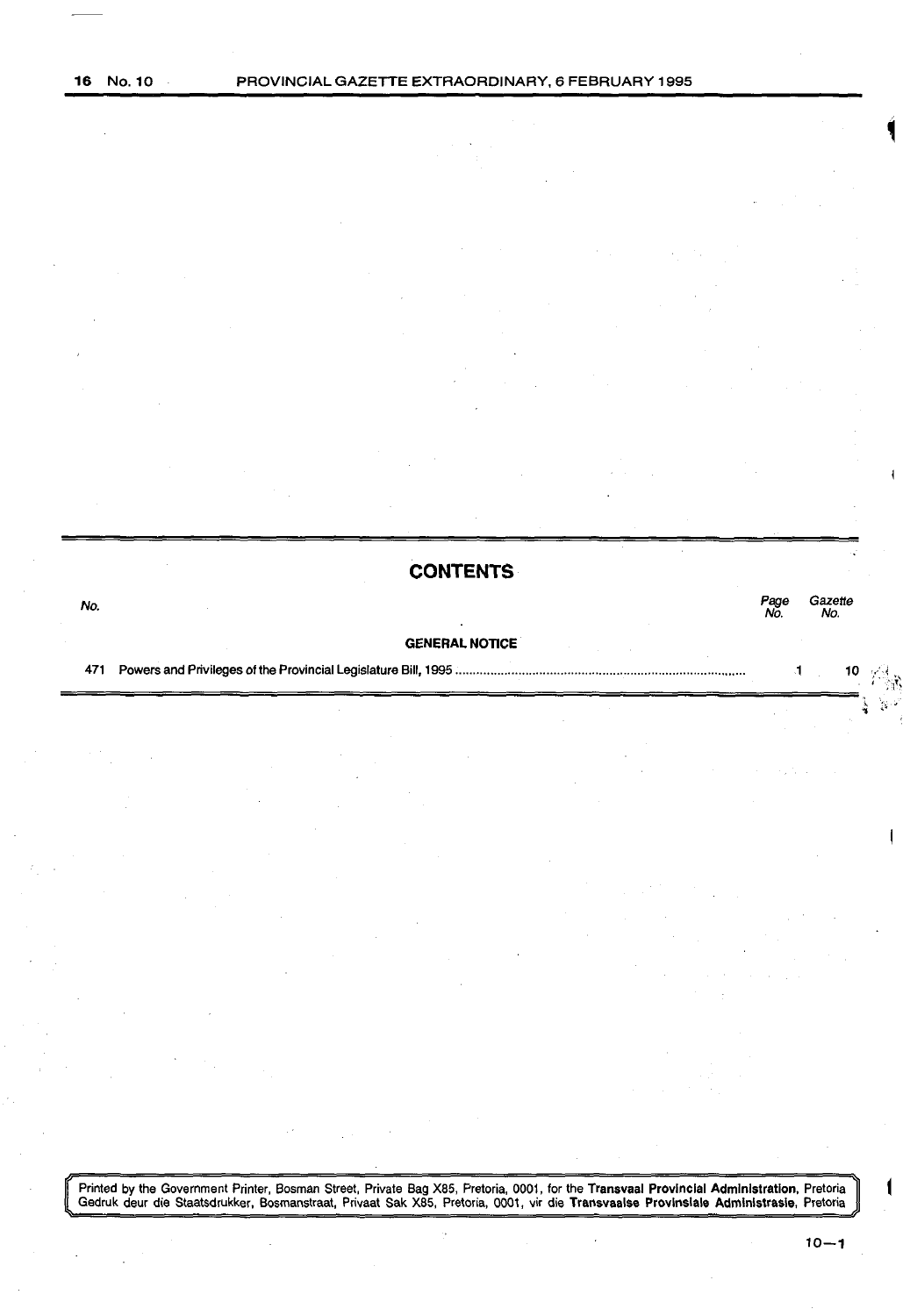## CONTENTS

| No. | | Page No. | Gazette No. |
|---|---|---|---|
| | **GENERAL NOTICE** | | |
| 471 | Powers and Privileges of the Provincial Legislature Bill, 1995 | 1 | 10 |

Printed by the Government Printer, Bosman Street, Private Bag X85, Pretoria, 0001, for the **Transvaal Provincial Administration**, Pretoria
Gedruk deur die Staatsdrukker, Bosmanstraat, Privaat Sak X85, Pretoria, 0001, vir die **Transvaalse Provinsiale Administrasie**, Pretoria

10—1